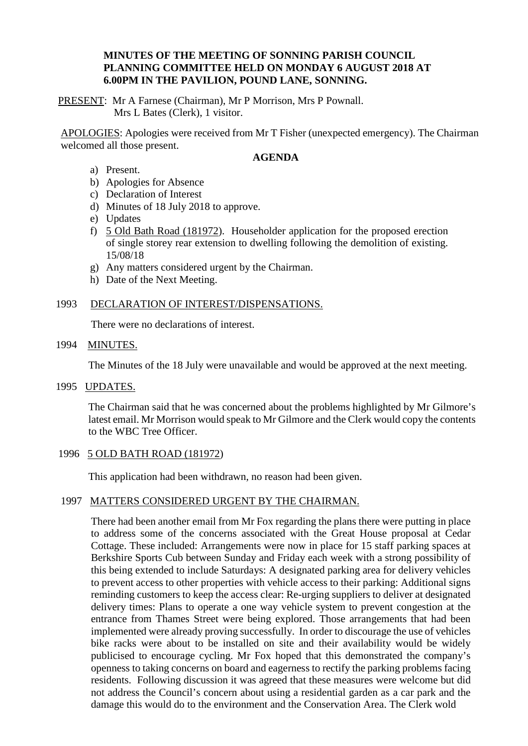**MINUTES OF THE MEETING OF SONNING PARISH COUNCIL PLANNING COMMITTEE HELD ON MONDAY 6 AUGUST 2018 AT 6.00PM IN THE PAVILION, POUND LANE, SONNING.**

PRESENT: Mr A Farnese (Chairman), Mr P Morrison, Mrs P Pownall.
Mrs L Bates (Clerk), 1 visitor.

APOLOGIES: Apologies were received from Mr T Fisher (unexpected emergency). The Chairman welcomed all those present.

**AGENDA**

a) Present.
b) Apologies for Absence
c) Declaration of Interest
d) Minutes of 18 July 2018 to approve.
e) Updates
f) 5 Old Bath Road (181972). Householder application for the proposed erection of single storey rear extension to dwelling following the demolition of existing. 15/08/18
g) Any matters considered urgent by the Chairman.
h) Date of the Next Meeting.

1993 DECLARATION OF INTEREST/DISPENSATIONS.

There were no declarations of interest.

1994 MINUTES.

The Minutes of the 18 July were unavailable and would be approved at the next meeting.

1995 UPDATES.

The Chairman said that he was concerned about the problems highlighted by Mr Gilmore's latest email. Mr Morrison would speak to Mr Gilmore and the Clerk would copy the contents to the WBC Tree Officer.

1996 5 OLD BATH ROAD (181972)

This application had been withdrawn, no reason had been given.

1997 MATTERS CONSIDERED URGENT BY THE CHAIRMAN.

There had been another email from Mr Fox regarding the plans there were putting in place to address some of the concerns associated with the Great House proposal at Cedar Cottage. These included: Arrangements were now in place for 15 staff parking spaces at Berkshire Sports Cub between Sunday and Friday each week with a strong possibility of this being extended to include Saturdays: A designated parking area for delivery vehicles to prevent access to other properties with vehicle access to their parking: Additional signs reminding customers to keep the access clear: Re-urging suppliers to deliver at designated delivery times: Plans to operate a one way vehicle system to prevent congestion at the entrance from Thames Street were being explored. Those arrangements that had been implemented were already proving successfully. In order to discourage the use of vehicles bike racks were about to be installed on site and their availability would be widely publicised to encourage cycling. Mr Fox hoped that this demonstrated the company's openness to taking concerns on board and eagerness to rectify the parking problems facing residents. Following discussion it was agreed that these measures were welcome but did not address the Council's concern about using a residential garden as a car park and the damage this would do to the environment and the Conservation Area. The Clerk wold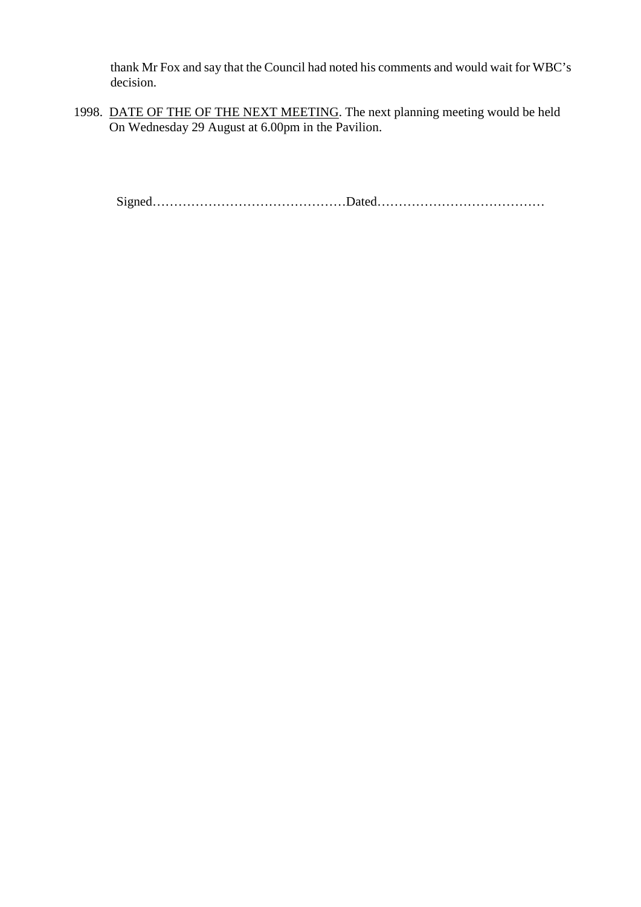thank Mr Fox and say that the Council had noted his comments and would wait for WBC's decision.

1998. <u>DATE OF THE OF THE NEXT MEETING</u>. The next planning meeting would be held On Wednesday 29 August at 6.00pm in the Pavilion.

Signed………………………………………Dated…………………………………